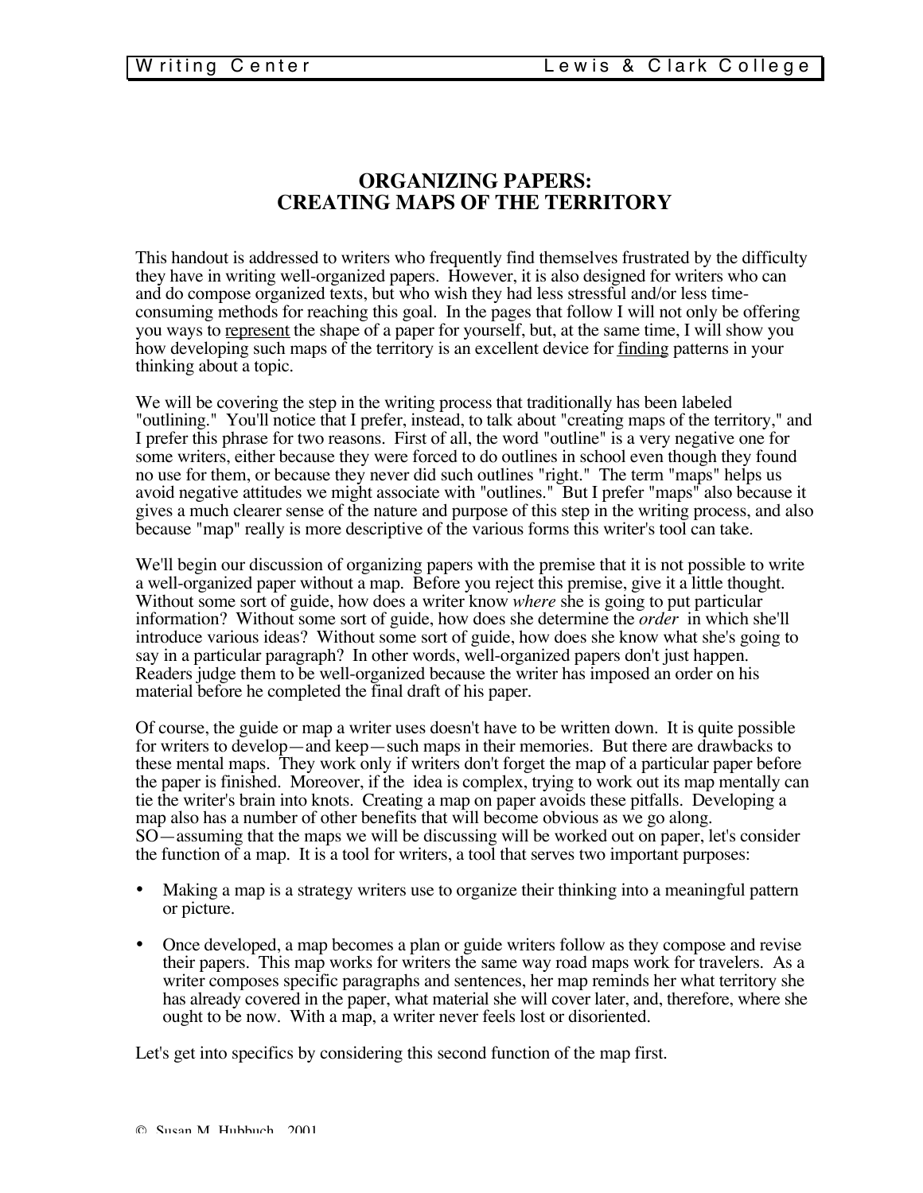# ORGANIZING PAPERS:
# CREATING MAPS OF THE TERRITORY

This handout is addressed to writers who frequently find themselves frustrated by the difficulty they have in writing well-organized papers. However, it is also designed for writers who can and do compose organized texts, but who wish they had less stressful and/or less time-consuming methods for reaching this goal. In the pages that follow I will not only be offering you ways to <u>represent</u> the shape of a paper for yourself, but, at the same time, I will show you how developing such maps of the territory is an excellent device for <u>finding</u> patterns in your thinking about a topic.

We will be covering the step in the writing process that traditionally has been labeled "outlining." You'll notice that I prefer, instead, to talk about "creating maps of the territory," and I prefer this phrase for two reasons. First of all, the word "outline" is a very negative one for some writers, either because they were forced to do outlines in school even though they found no use for them, or because they never did such outlines "right." The term "maps" helps us avoid negative attitudes we might associate with "outlines." But I prefer "maps" also because it gives a much clearer sense of the nature and purpose of this step in the writing process, and also because "map" really is more descriptive of the various forms this writer's tool can take.

We'll begin our discussion of organizing papers with the premise that it is not possible to write a well-organized paper without a map. Before you reject this premise, give it a little thought. Without some sort of guide, how does a writer know *where* she is going to put particular information? Without some sort of guide, how does she determine the *order* in which she'll introduce various ideas? Without some sort of guide, how does she know what she's going to say in a particular paragraph? In other words, well-organized papers don't just happen. Readers judge them to be well-organized because the writer has imposed an order on his material before he completed the final draft of his paper.

Of course, the guide or map a writer uses doesn't have to be written down. It is quite possible for writers to develop—and keep—such maps in their memories. But there are drawbacks to these mental maps. They work only if writers don't forget the map of a particular paper before the paper is finished. Moreover, if the idea is complex, trying to work out its map mentally can tie the writer's brain into knots. Creating a map on paper avoids these pitfalls. Developing a map also has a number of other benefits that will become obvious as we go along. SO—assuming that the maps we will be discussing will be worked out on paper, let's consider the function of a map. It is a tool for writers, a tool that serves two important purposes:

- Making a map is a strategy writers use to organize their thinking into a meaningful pattern or picture.
- Once developed, a map becomes a plan or guide writers follow as they compose and revise their papers. This map works for writers the same way road maps work for travelers. As a writer composes specific paragraphs and sentences, her map reminds her what territory she has already covered in the paper, what material she will cover later, and, therefore, where she ought to be now. With a map, a writer never feels lost or disoriented.

Let's get into specifics by considering this second function of the map first.

© Susan M. Hubbuch 2001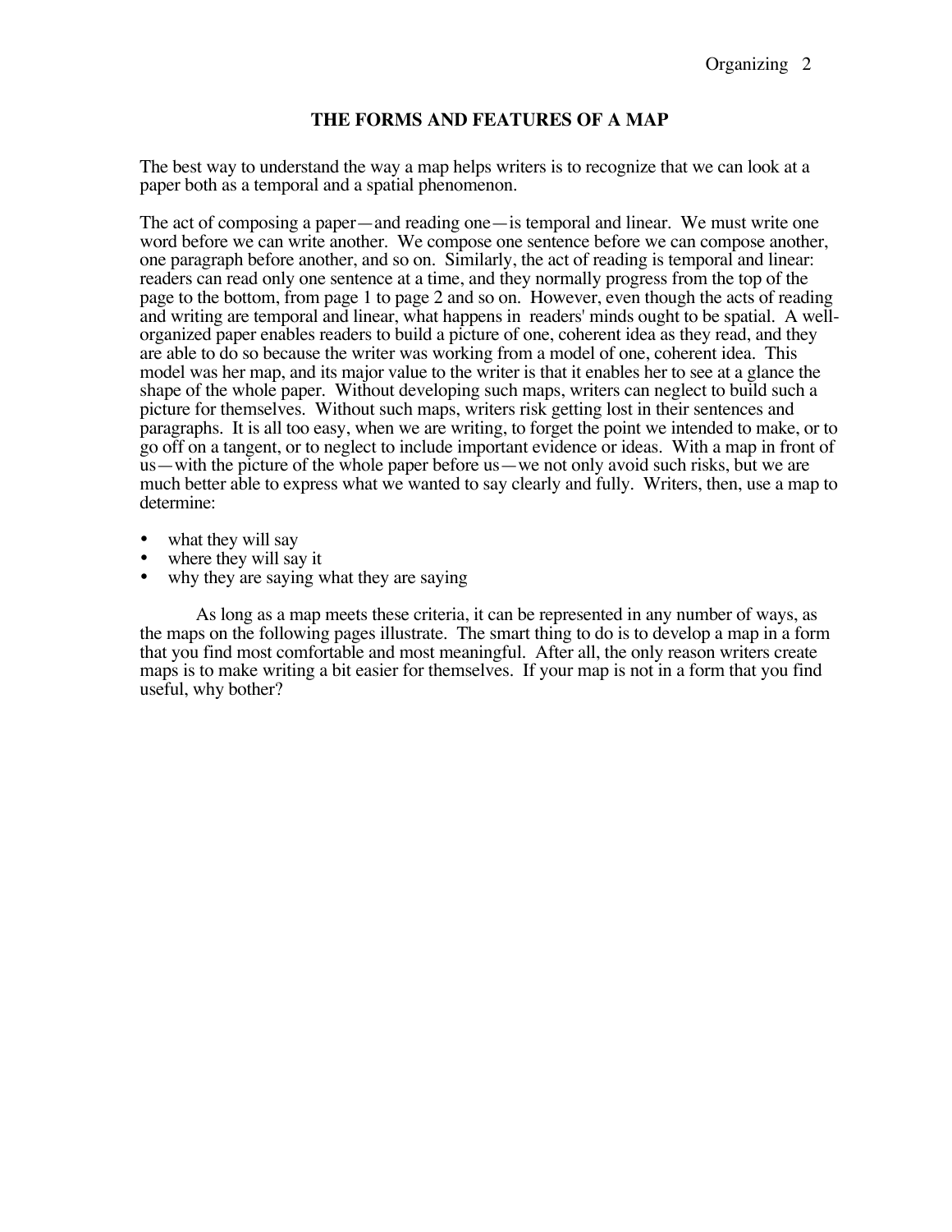## THE FORMS AND FEATURES OF A MAP

The best way to understand the way a map helps writers is to recognize that we can look at a paper both as a temporal and a spatial phenomenon.

The act of composing a paper—and reading one—is temporal and linear. We must write one word before we can write another. We compose one sentence before we can compose another, one paragraph before another, and so on. Similarly, the act of reading is temporal and linear: readers can read only one sentence at a time, and they normally progress from the top of the page to the bottom, from page 1 to page 2 and so on. However, even though the acts of reading and writing are temporal and linear, what happens in readers' minds ought to be spatial. A well-organized paper enables readers to build a picture of one, coherent idea as they read, and they are able to do so because the writer was working from a model of one, coherent idea. This model was her map, and its major value to the writer is that it enables her to see at a glance the shape of the whole paper. Without developing such maps, writers can neglect to build such a picture for themselves. Without such maps, writers risk getting lost in their sentences and paragraphs. It is all too easy, when we are writing, to forget the point we intended to make, or to go off on a tangent, or to neglect to include important evidence or ideas. With a map in front of us—with the picture of the whole paper before us—we not only avoid such risks, but we are much better able to express what we wanted to say clearly and fully. Writers, then, use a map to determine:

- what they will say
- where they will say it
- why they are saying what they are saying

As long as a map meets these criteria, it can be represented in any number of ways, as the maps on the following pages illustrate. The smart thing to do is to develop a map in a form that you find most comfortable and most meaningful. After all, the only reason writers create maps is to make writing a bit easier for themselves. If your map is not in a form that you find useful, why bother?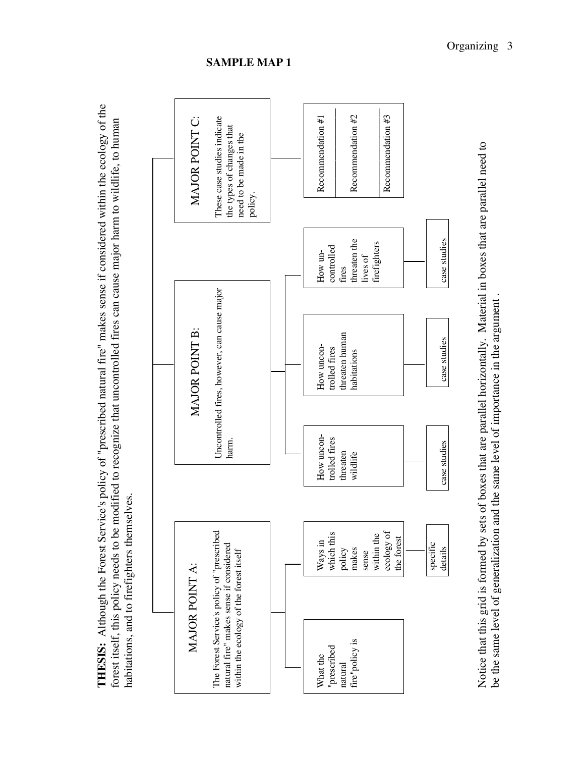## SAMPLE MAP 1

**THESIS:** Although the Forest Service's policy of "prescribed natural fire" makes sense if considered within the ecology of the forest itself, this policy needs to be modified to recognize that uncontrolled fires can cause major harm to wildlife, to human habitations, and to firefighters themselves.

**MAJOR POINT A:** The Forest Service's policy of "prescribed natural fire" makes sense if considered within the ecology of the forest itself

- What the "prescribed natural fire" policy is
- Ways in which this policy makes sense within the ecology of the forest
  - specific details

**MAJOR POINT B:** Uncontrolled fires, however, can cause major harm.

- How uncontrolled fires threaten wildlife
  - case studies
- How uncontrolled fires threaten human habitations
  - case studies
- How uncontrolled fires threaten the lives of firefighters
  - case studies

**MAJOR POINT C:** These case studies indicate the types of changes that need to be made in the policy.

- Recommendation #1
- Recommendation #2
- Recommendation #3

Notice that this grid is formed by sets of boxes that are parallel horizontally. Material in boxes that are parallel need to be the same level of generalization and the same level of importance in the argument .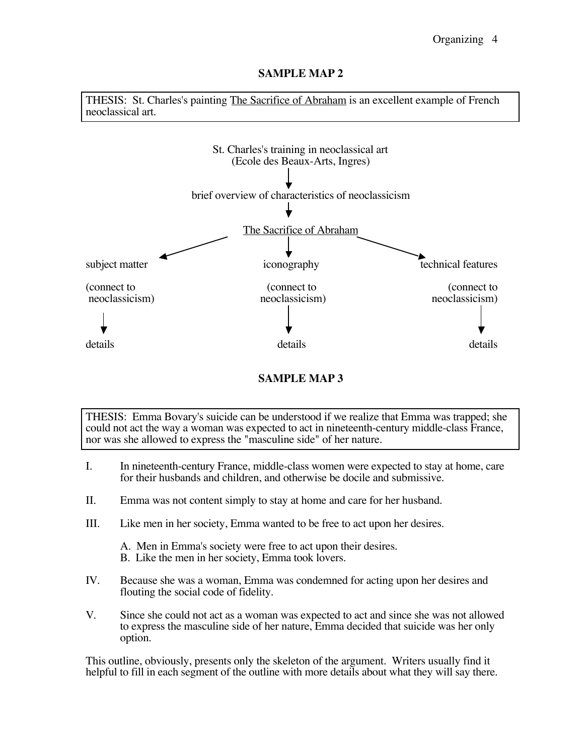**SAMPLE MAP 2**

THESIS: St. Charles's painting <u>The Sacrifice of Abraham</u> is an excellent example of French neoclassical art.

St. Charles's training in neoclassical art
(Ecole des Beaux-Arts, Ingres)

↓

brief overview of characteristics of neoclassicism

↓

<u>The Sacrifice of Abraham</u>

↙ ↓ ↘

| subject matter | iconography | technical features |
|---|---|---|
| (connect to neoclassicism) | (connect to neoclassicism) | (connect to neoclassicism) |
| ↓ | ↓ | ↓ |
| details | details | details |

**SAMPLE MAP 3**

THESIS: Emma Bovary's suicide can be understood if we realize that Emma was trapped; she could not act the way a woman was expected to act in nineteenth-century middle-class France, nor was she allowed to express the "masculine side" of her nature.

I. In nineteenth-century France, middle-class women were expected to stay at home, care for their husbands and children, and otherwise be docile and submissive.

II. Emma was not content simply to stay at home and care for her husband.

III. Like men in her society, Emma wanted to be free to act upon her desires.

   A. Men in Emma's society were free to act upon their desires.
   B. Like the men in her society, Emma took lovers.

IV. Because she was a woman, Emma was condemned for acting upon her desires and flouting the social code of fidelity.

V. Since she could not act as a woman was expected to act and since she was not allowed to express the masculine side of her nature, Emma decided that suicide was her only option.

This outline, obviously, presents only the skeleton of the argument. Writers usually find it helpful to fill in each segment of the outline with more details about what they will say there.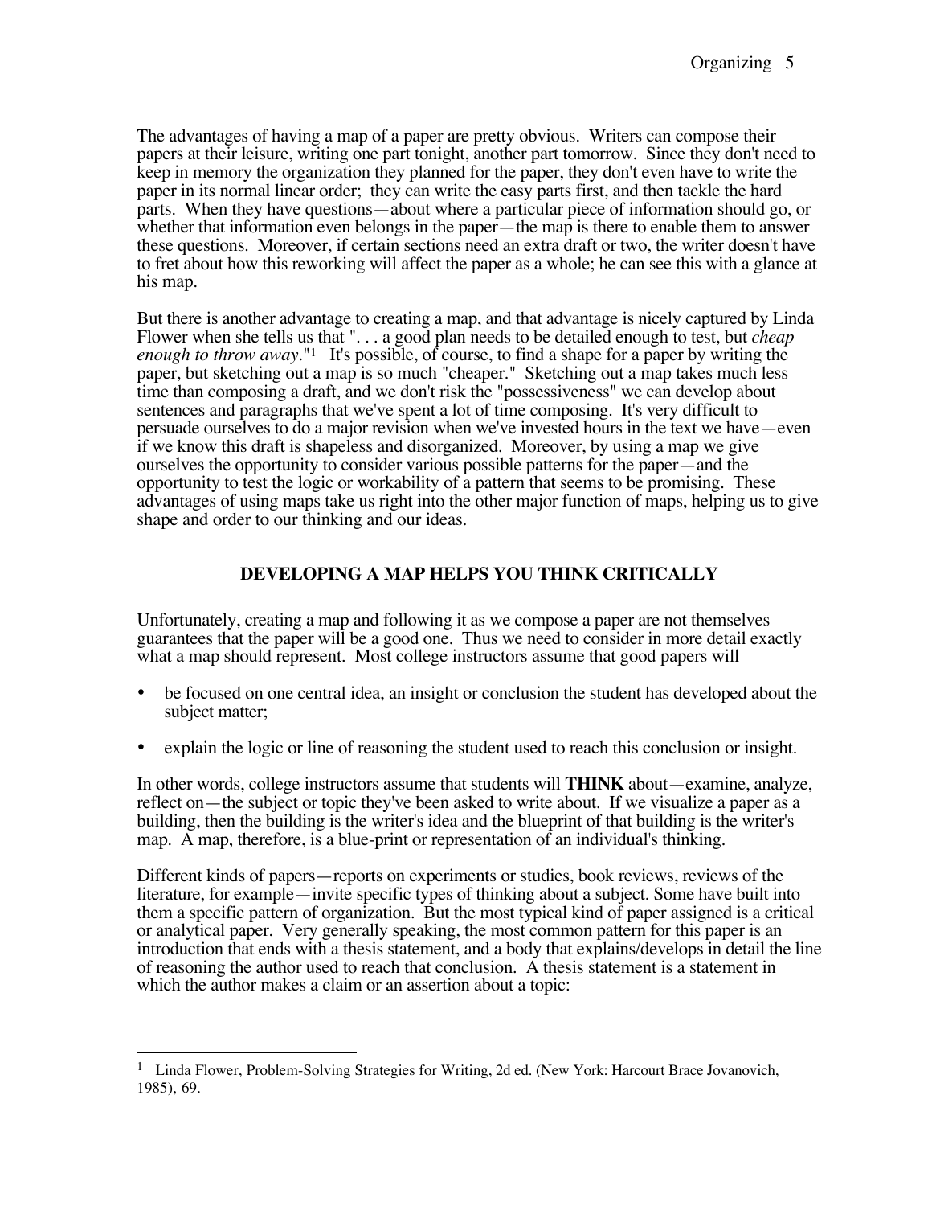The advantages of having a map of a paper are pretty obvious. Writers can compose their papers at their leisure, writing one part tonight, another part tomorrow. Since they don't need to keep in memory the organization they planned for the paper, they don't even have to write the paper in its normal linear order; they can write the easy parts first, and then tackle the hard parts. When they have questions—about where a particular piece of information should go, or whether that information even belongs in the paper—the map is there to enable them to answer these questions. Moreover, if certain sections need an extra draft or two, the writer doesn't have to fret about how this reworking will affect the paper as a whole; he can see this with a glance at his map.

But there is another advantage to creating a map, and that advantage is nicely captured by Linda Flower when she tells us that ". . . a good plan needs to be detailed enough to test, but *cheap enough to throw away*."[1] It's possible, of course, to find a shape for a paper by writing the paper, but sketching out a map is so much "cheaper." Sketching out a map takes much less time than composing a draft, and we don't risk the "possessiveness" we can develop about sentences and paragraphs that we've spent a lot of time composing. It's very difficult to persuade ourselves to do a major revision when we've invested hours in the text we have—even if we know this draft is shapeless and disorganized. Moreover, by using a map we give ourselves the opportunity to consider various possible patterns for the paper—and the opportunity to test the logic or workability of a pattern that seems to be promising. These advantages of using maps take us right into the other major function of maps, helping us to give shape and order to our thinking and our ideas.

## DEVELOPING A MAP HELPS YOU THINK CRITICALLY

Unfortunately, creating a map and following it as we compose a paper are not themselves guarantees that the paper will be a good one. Thus we need to consider in more detail exactly what a map should represent. Most college instructors assume that good papers will

- be focused on one central idea, an insight or conclusion the student has developed about the subject matter;
- explain the logic or line of reasoning the student used to reach this conclusion or insight.

In other words, college instructors assume that students will **THINK** about—examine, analyze, reflect on—the subject or topic they've been asked to write about. If we visualize a paper as a building, then the building is the writer's idea and the blueprint of that building is the writer's map. A map, therefore, is a blue-print or representation of an individual's thinking.

Different kinds of papers—reports on experiments or studies, book reviews, reviews of the literature, for example—invite specific types of thinking about a subject. Some have built into them a specific pattern of organization. But the most typical kind of paper assigned is a critical or analytical paper. Very generally speaking, the most common pattern for this paper is an introduction that ends with a thesis statement, and a body that explains/develops in detail the line of reasoning the author used to reach that conclusion. A thesis statement is a statement in which the author makes a claim or an assertion about a topic:

---

[1] Linda Flower, Problem-Solving Strategies for Writing, 2d ed. (New York: Harcourt Brace Jovanovich, 1985), 69.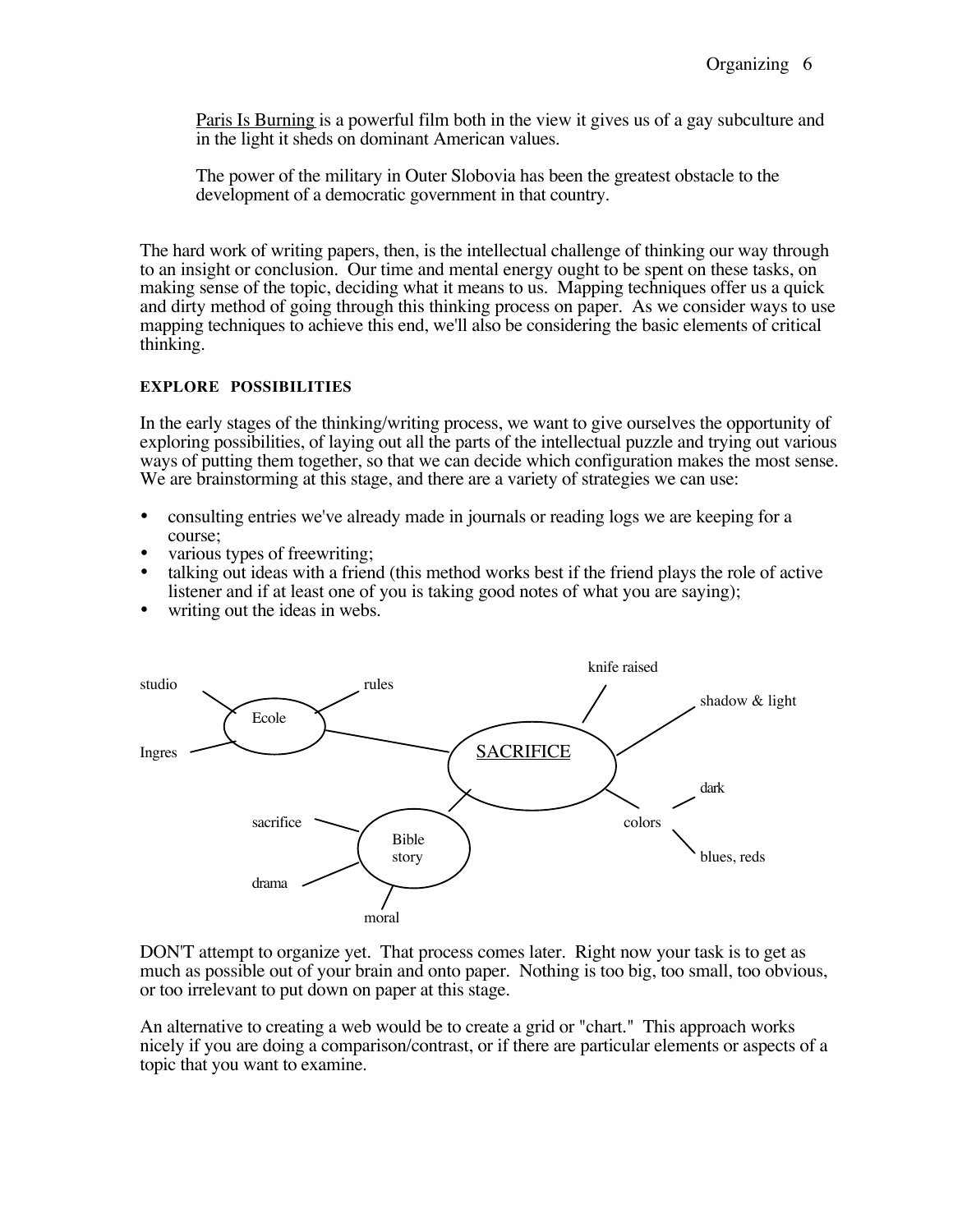Paris Is Burning is a powerful film both in the view it gives us of a gay subculture and in the light it sheds on dominant American values.

The power of the military in Outer Slobovia has been the greatest obstacle to the development of a democratic government in that country.

The hard work of writing papers, then, is the intellectual challenge of thinking our way through to an insight or conclusion. Our time and mental energy ought to be spent on these tasks, on making sense of the topic, deciding what it means to us. Mapping techniques offer us a quick and dirty method of going through this thinking process on paper. As we consider ways to use mapping techniques to achieve this end, we'll also be considering the basic elements of critical thinking.

### EXPLORE POSSIBILITIES

In the early stages of the thinking/writing process, we want to give ourselves the opportunity of exploring possibilities, of laying out all the parts of the intellectual puzzle and trying out various ways of putting them together, so that we can decide which configuration makes the most sense. We are brainstorming at this stage, and there are a variety of strategies we can use:

- consulting entries we've already made in journals or reading logs we are keeping for a course;
- various types of freewriting;
- talking out ideas with a friend (this method works best if the friend plays the role of active listener and if at least one of you is taking good notes of what you are saying);
- writing out the ideas in webs.

- SACRIFICE
  - Ecole
    - studio
    - rules
    - Ingres
  - Bible story
    - sacrifice
    - drama
    - moral
  - knife raised
  - shadow & light
  - colors
    - dark
    - blues, reds

DON'T attempt to organize yet. That process comes later. Right now your task is to get as much as possible out of your brain and onto paper. Nothing is too big, too small, too obvious, or too irrelevant to put down on paper at this stage.

An alternative to creating a web would be to create a grid or "chart." This approach works nicely if you are doing a comparison/contrast, or if there are particular elements or aspects of a topic that you want to examine.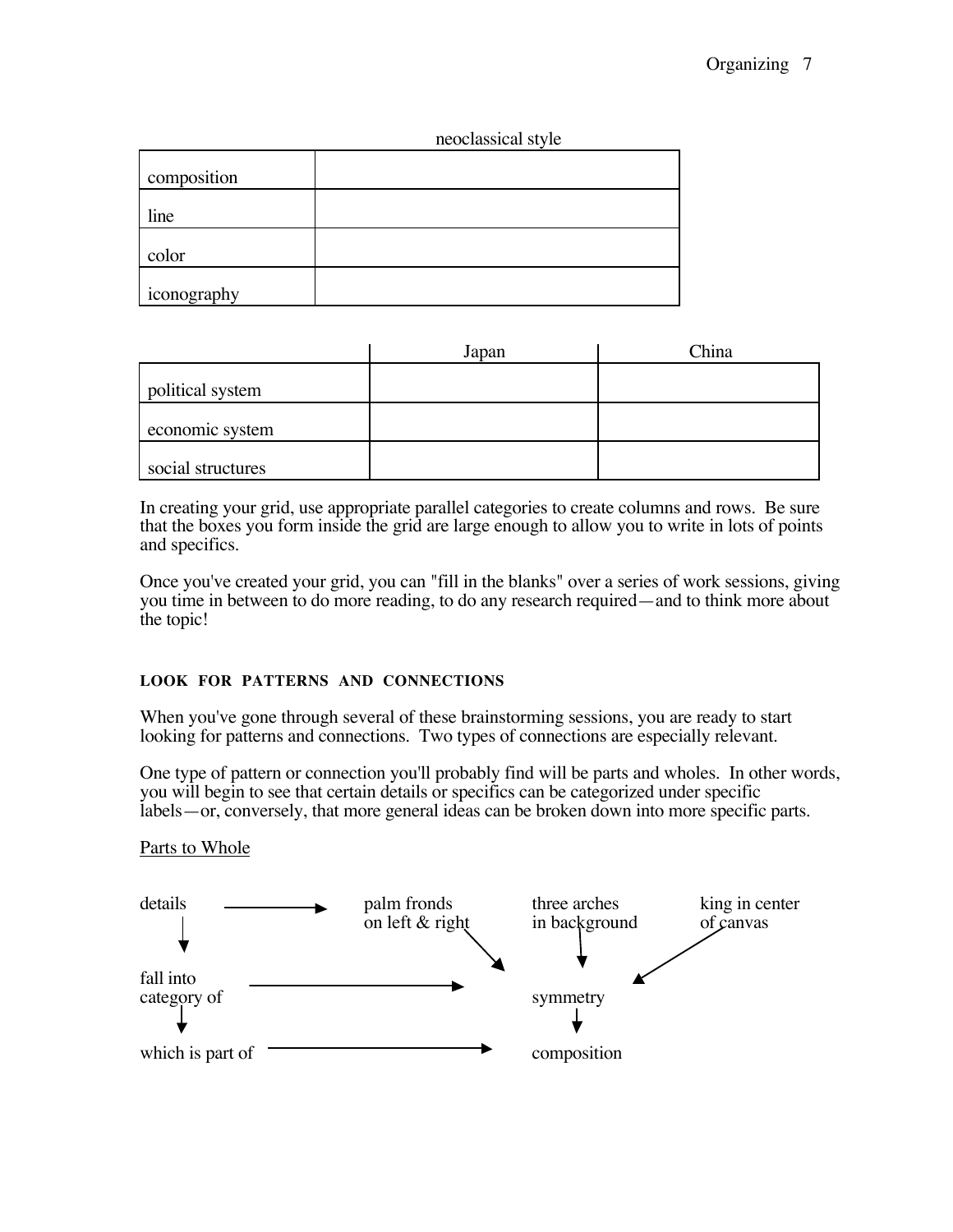| | neoclassical style |
|---|---|
| composition | |
| line | |
| color | |
| iconography | |

| | Japan | China |
|---|---|---|
| political system | | |
| economic system | | |
| social structures | | |

In creating your grid, use appropriate parallel categories to create columns and rows. Be sure that the boxes you form inside the grid are large enough to allow you to write in lots of points and specifics.

Once you've created your grid, you can "fill in the blanks" over a series of work sessions, giving you time in between to do more reading, to do any research required—and to think more about the topic!

### LOOK FOR PATTERNS AND CONNECTIONS

When you've gone through several of these brainstorming sessions, you are ready to start looking for patterns and connections. Two types of connections are especially relevant.

One type of pattern or connection you'll probably find will be parts and wholes. In other words, you will begin to see that certain details or specifics can be categorized under specific labels—or, conversely, that more general ideas can be broken down into more specific parts.

<u>Parts to Whole</u>

```
details  ------->   palm fronds         three arches        king in center
   |                on left & right     in background       of canvas
   v                        \                |                  /
fall into  ------------------------->     symmetry
category of                                  |
   |                                         v
   v
which is part of  ------------------->   composition
```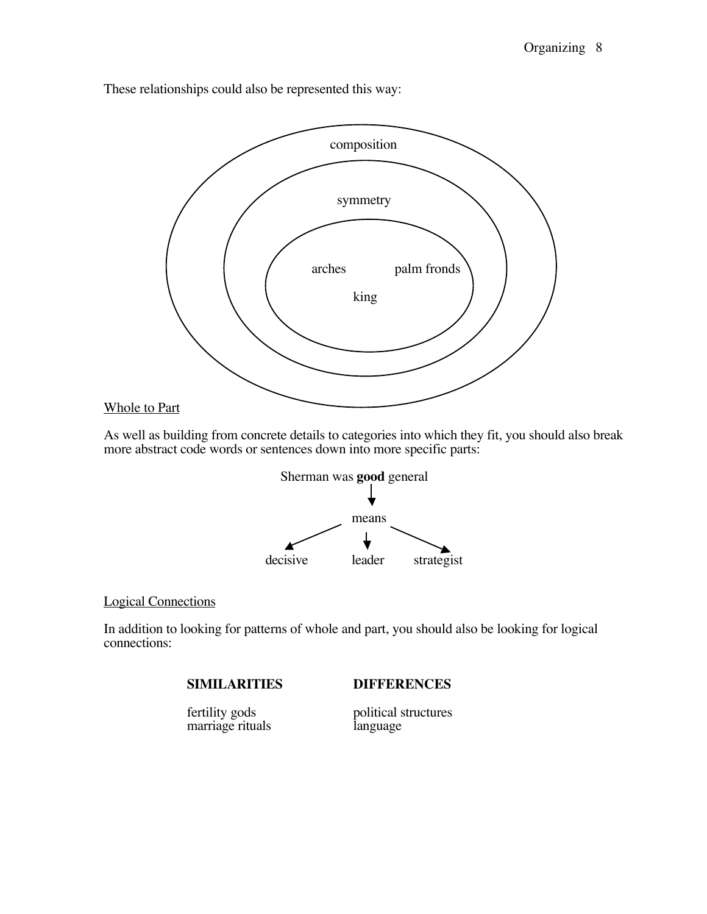These relationships could also be represented this way:

composition

symmetry

arches palm fronds

king

Whole to Part

As well as building from concrete details to categories into which they fit, you should also break more abstract code words or sentences down into more specific parts:

Sherman was **good** general

means

decisive leader strategist

Logical Connections

In addition to looking for patterns of whole and part, you should also be looking for logical connections:

| **SIMILARITIES** | **DIFFERENCES** |
| --- | --- |
| fertility gods | political structures |
| marriage rituals | language |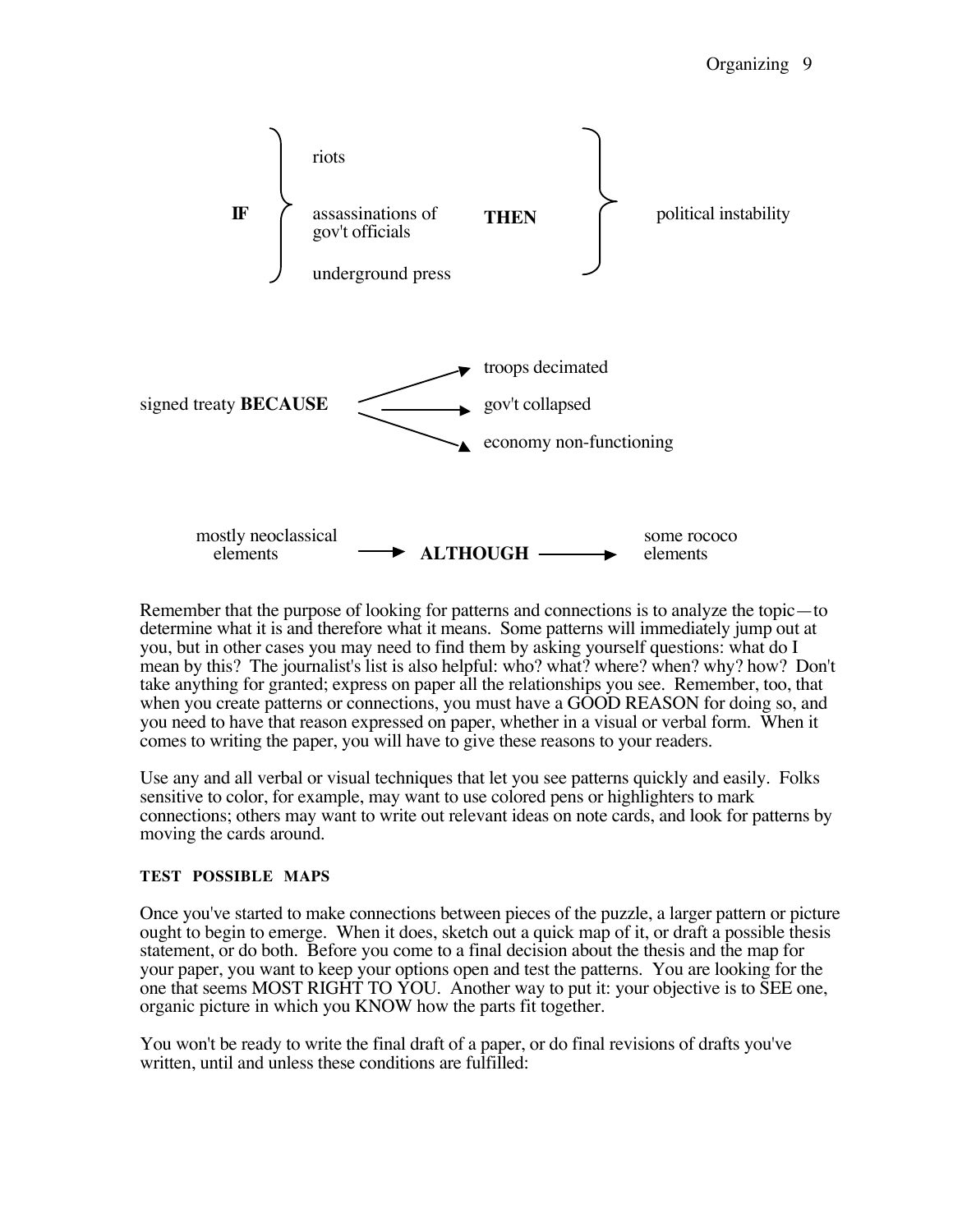**IF** { riots / assassinations of gov't officials / underground press } **THEN** { political instability }

signed treaty **BECAUSE** → troops decimated / → gov't collapsed / → economy non-functioning

mostly neoclassical elements → **ALTHOUGH** → some rococo elements

Remember that the purpose of looking for patterns and connections is to analyze the topic—to determine what it is and therefore what it means. Some patterns will immediately jump out at you, but in other cases you may need to find them by asking yourself questions: what do I mean by this? The journalist's list is also helpful: who? what? where? when? why? how? Don't take anything for granted; express on paper all the relationships you see. Remember, too, that when you create patterns or connections, you must have a GOOD REASON for doing so, and you need to have that reason expressed on paper, whether in a visual or verbal form. When it comes to writing the paper, you will have to give these reasons to your readers.

Use any and all verbal or visual techniques that let you see patterns quickly and easily. Folks sensitive to color, for example, may want to use colored pens or highlighters to mark connections; others may want to write out relevant ideas on note cards, and look for patterns by moving the cards around.

#### TEST POSSIBLE MAPS

Once you've started to make connections between pieces of the puzzle, a larger pattern or picture ought to begin to emerge. When it does, sketch out a quick map of it, or draft a possible thesis statement, or do both. Before you come to a final decision about the thesis and the map for your paper, you want to keep your options open and test the patterns. You are looking for the one that seems MOST RIGHT TO YOU. Another way to put it: your objective is to SEE one, organic picture in which you KNOW how the parts fit together.

You won't be ready to write the final draft of a paper, or do final revisions of drafts you've written, until and unless these conditions are fulfilled: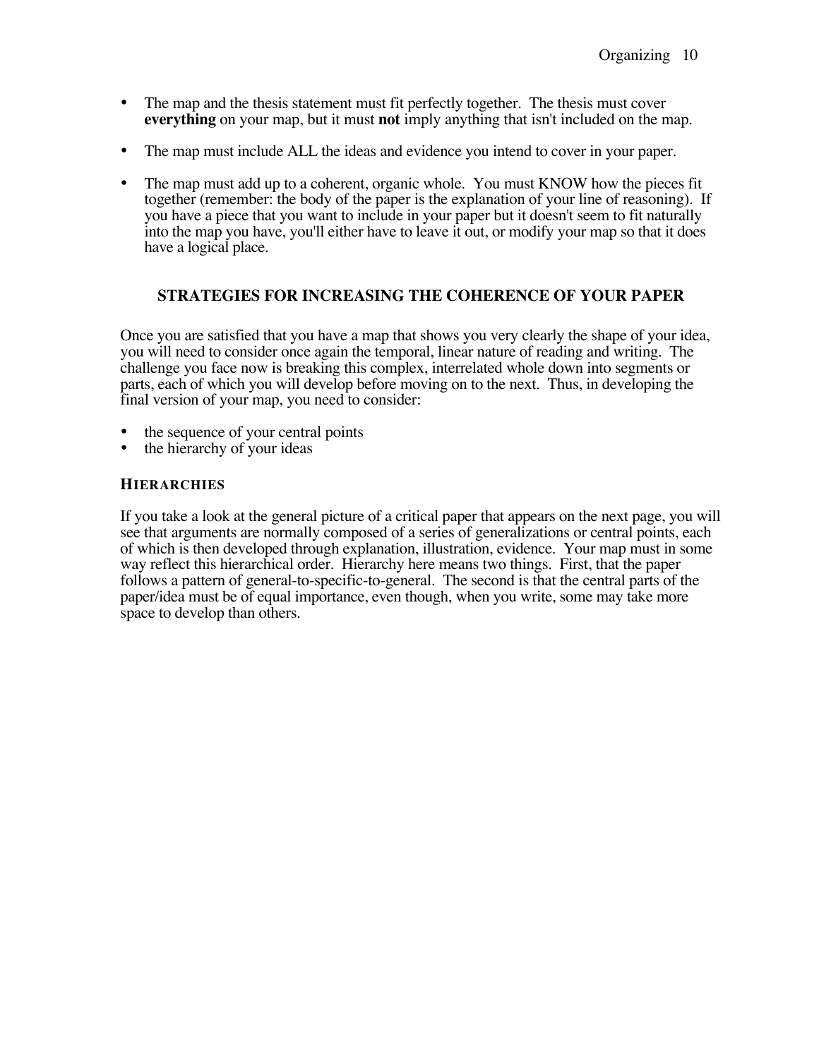- The map and the thesis statement must fit perfectly together. The thesis must cover **everything** on your map, but it must **not** imply anything that isn't included on the map.

- The map must include ALL the ideas and evidence you intend to cover in your paper.

- The map must add up to a coherent, organic whole. You must KNOW how the pieces fit together (remember: the body of the paper is the explanation of your line of reasoning). If you have a piece that you want to include in your paper but it doesn't seem to fit naturally into the map you have, you'll either have to leave it out, or modify your map so that it does have a logical place.

## STRATEGIES FOR INCREASING THE COHERENCE OF YOUR PAPER

Once you are satisfied that you have a map that shows you very clearly the shape of your idea, you will need to consider once again the temporal, linear nature of reading and writing. The challenge you face now is breaking this complex, interrelated whole down into segments or parts, each of which you will develop before moving on to the next. Thus, in developing the final version of your map, you need to consider:

- the sequence of your central points
- the hierarchy of your ideas

### HIERARCHIES

If you take a look at the general picture of a critical paper that appears on the next page, you will see that arguments are normally composed of a series of generalizations or central points, each of which is then developed through explanation, illustration, evidence. Your map must in some way reflect this hierarchical order. Hierarchy here means two things. First, that the paper follows a pattern of general-to-specific-to-general. The second is that the central parts of the paper/idea must be of equal importance, even though, when you write, some may take more space to develop than others.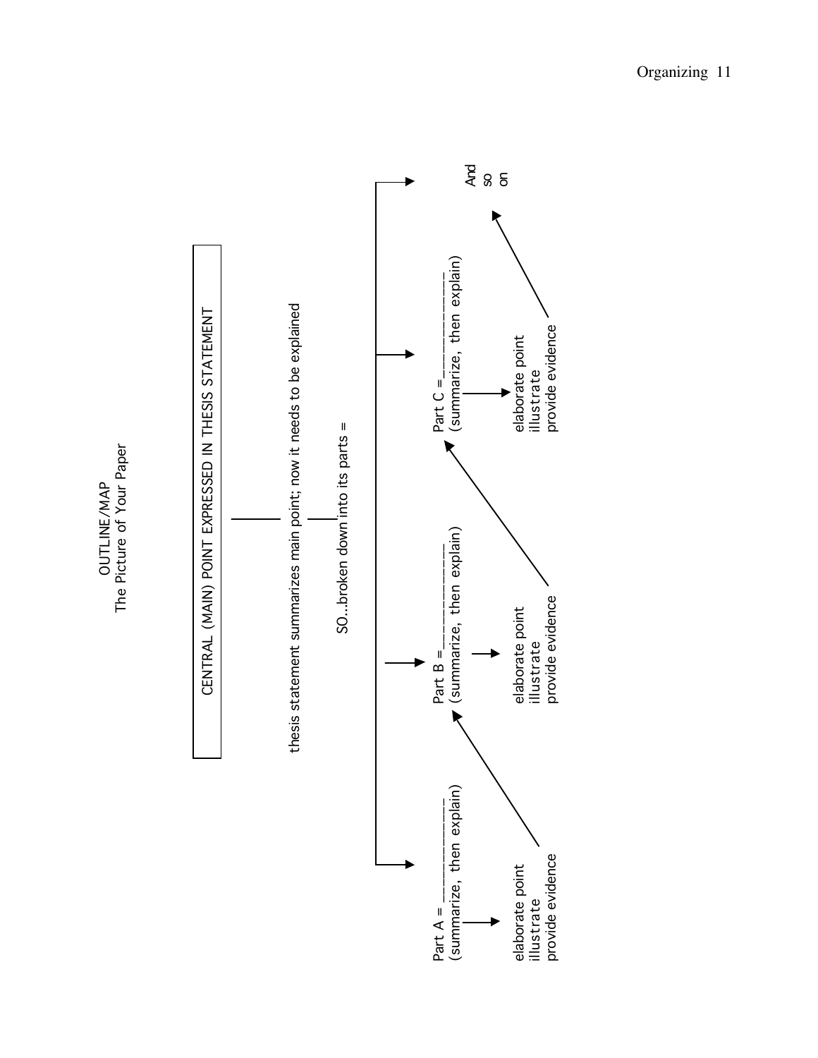# OUTLINE/MAP
## The Picture of Your Paper

**CENTRAL (MAIN) POINT EXPRESSED IN THESIS STATEMENT**

thesis statement summarizes main point; now it needs to be explained

SO...broken down into its parts =

Part A = ______________
(summarize, then explain)

- elaborate point
- illustrate
- provide evidence

Part B = ______________
(summarize, then explain)

- elaborate point
- illustrate
- provide evidence

Part C = ______________
(summarize, then explain)

- elaborate point
- illustrate
- provide evidence

And so on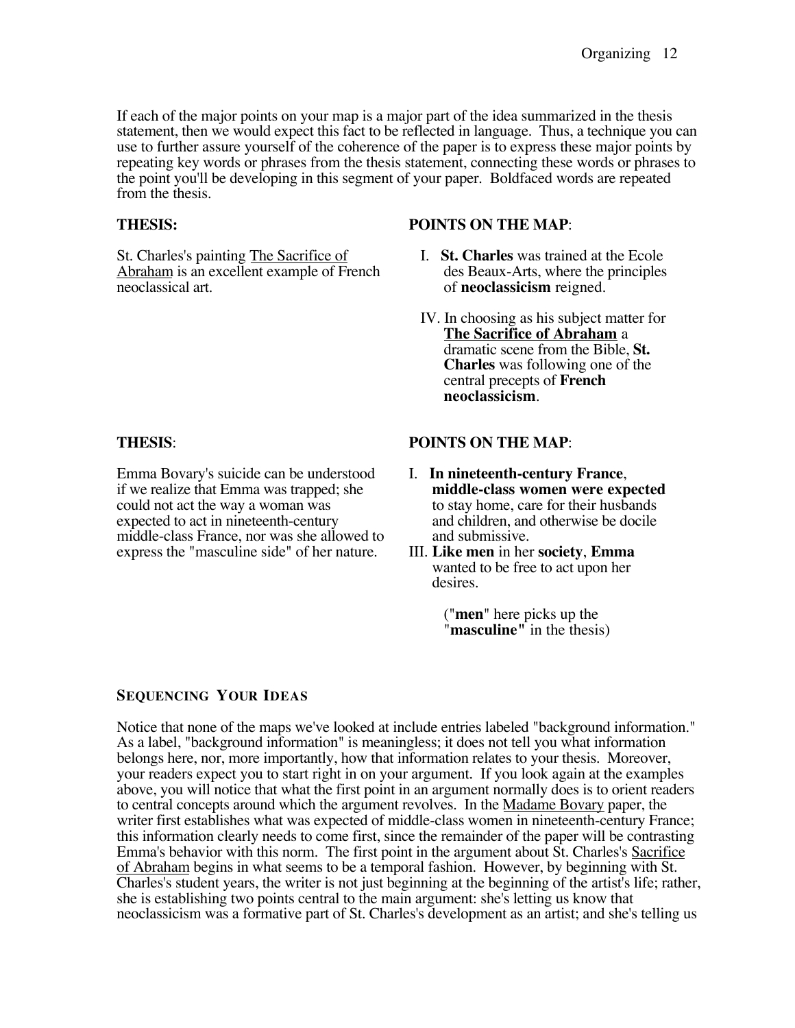If each of the major points on your map is a major part of the idea summarized in the thesis statement, then we would expect this fact to be reflected in language. Thus, a technique you can use to further assure yourself of the coherence of the paper is to express these major points by repeating key words or phrases from the thesis statement, connecting these words or phrases to the point you'll be developing in this segment of your paper. Boldfaced words are repeated from the thesis.

| **THESIS:** | **POINTS ON THE MAP**: |
|---|---|
| St. Charles's painting <u>The Sacrifice of Abraham</u> is an excellent example of French neoclassical art. | I. **St. Charles** was trained at the Ecole des Beaux-Arts, where the principles of **neoclassicism** reigned.<br><br>IV. In choosing as his subject matter for **<u>The Sacrifice of Abraham</u>** a dramatic scene from the Bible, **St. Charles** was following one of the central precepts of **French neoclassicism**. |

| **THESIS**: | **POINTS ON THE MAP**: |
|---|---|
| Emma Bovary's suicide can be understood if we realize that Emma was trapped; she could not act the way a woman was expected to act in nineteenth-century middle-class France, nor was she allowed to express the "masculine side" of her nature. | I. **In nineteenth-century France**, **middle-class women were expected** to stay home, care for their husbands and children, and otherwise be docile and submissive.<br>III. **Like men** in her **society**, **Emma** wanted to be free to act upon her desires.<br><br>("**men**" here picks up the "**masculine"** in the thesis) |

## SEQUENCING YOUR IDEAS

Notice that none of the maps we've looked at include entries labeled "background information." As a label, "background information" is meaningless; it does not tell you what information belongs here, nor, more importantly, how that information relates to your thesis. Moreover, your readers expect you to start right in on your argument. If you look again at the examples above, you will notice that what the first point in an argument normally does is to orient readers to central concepts around which the argument revolves. In the <u>Madame Bovary</u> paper, the writer first establishes what was expected of middle-class women in nineteenth-century France; this information clearly needs to come first, since the remainder of the paper will be contrasting Emma's behavior with this norm. The first point in the argument about St. Charles's <u>Sacrifice of Abraham</u> begins in what seems to be a temporal fashion. However, by beginning with St. Charles's student years, the writer is not just beginning at the beginning of the artist's life; rather, she is establishing two points central to the main argument: she's letting us know that neoclassicism was a formative part of St. Charles's development as an artist; and she's telling us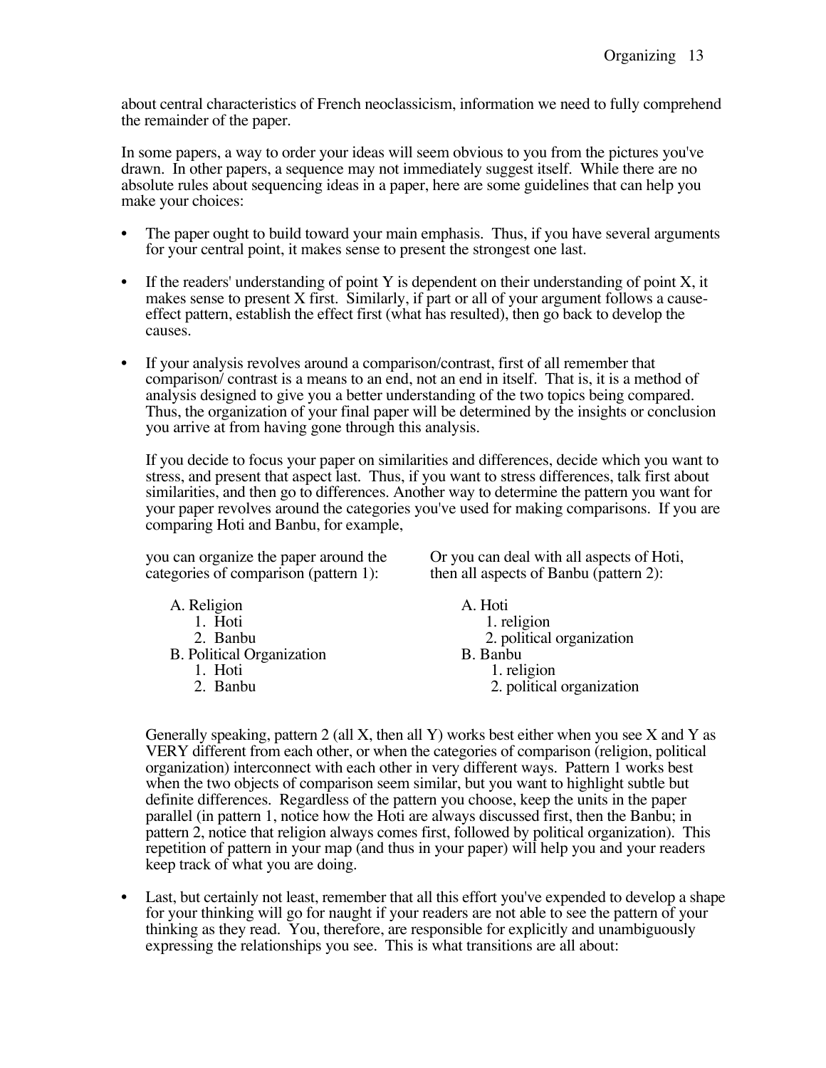about central characteristics of French neoclassicism, information we need to fully comprehend the remainder of the paper.

In some papers, a way to order your ideas will seem obvious to you from the pictures you've drawn. In other papers, a sequence may not immediately suggest itself. While there are no absolute rules about sequencing ideas in a paper, here are some guidelines that can help you make your choices:

- The paper ought to build toward your main emphasis. Thus, if you have several arguments for your central point, it makes sense to present the strongest one last.

- If the readers' understanding of point Y is dependent on their understanding of point X, it makes sense to present X first. Similarly, if part or all of your argument follows a cause-effect pattern, establish the effect first (what has resulted), then go back to develop the causes.

- If your analysis revolves around a comparison/contrast, first of all remember that comparison/ contrast is a means to an end, not an end in itself. That is, it is a method of analysis designed to give you a better understanding of the two topics being compared. Thus, the organization of your final paper will be determined by the insights or conclusion you arrive at from having gone through this analysis.

  If you decide to focus your paper on similarities and differences, decide which you want to stress, and present that aspect last. Thus, if you want to stress differences, talk first about similarities, and then go to differences. Another way to determine the pattern you want for your paper revolves around the categories you've used for making comparisons. If you are comparing Hoti and Banbu, for example,

  you can organize the paper around the categories of comparison (pattern 1):

  A. Religion
     1. Hoti
     2. Banbu
  B. Political Organization
     1. Hoti
     2. Banbu

  Or you can deal with all aspects of Hoti, then all aspects of Banbu (pattern 2):

  A. Hoti
     1. religion
     2. political organization
  B. Banbu
     1. religion
     2. political organization

  Generally speaking, pattern 2 (all X, then all Y) works best either when you see X and Y as VERY different from each other, or when the categories of comparison (religion, political organization) interconnect with each other in very different ways. Pattern 1 works best when the two objects of comparison seem similar, but you want to highlight subtle but definite differences. Regardless of the pattern you choose, keep the units in the paper parallel (in pattern 1, notice how the Hoti are always discussed first, then the Banbu; in pattern 2, notice that religion always comes first, followed by political organization). This repetition of pattern in your map (and thus in your paper) will help you and your readers keep track of what you are doing.

- Last, but certainly not least, remember that all this effort you've expended to develop a shape for your thinking will go for naught if your readers are not able to see the pattern of your thinking as they read. You, therefore, are responsible for explicitly and unambiguously expressing the relationships you see. This is what transitions are all about: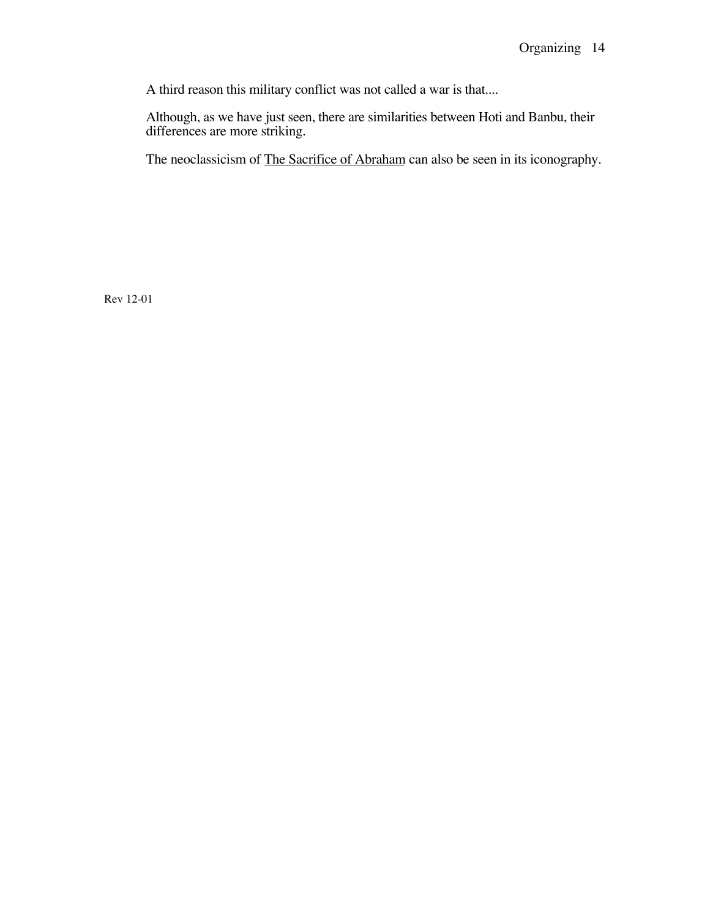A third reason this military conflict was not called a war is that....

Although, as we have just seen, there are similarities between Hoti and Banbu, their differences are more striking.

The neoclassicism of <u>The Sacrifice of Abraham</u> can also be seen in its iconography.

Rev 12-01